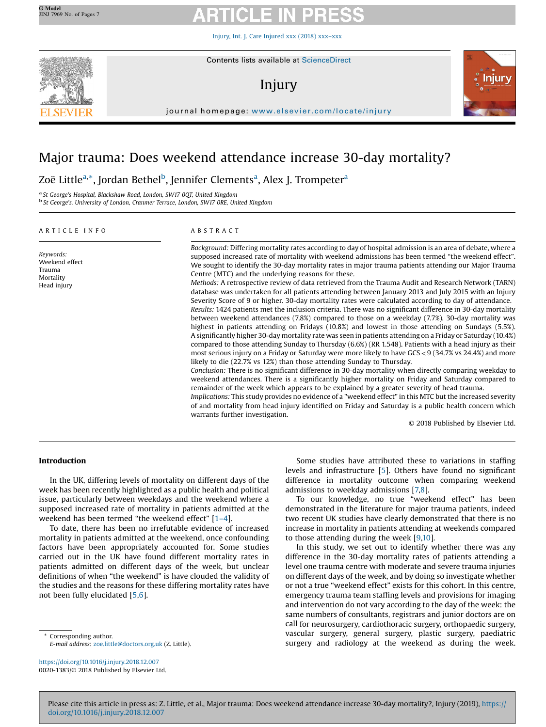# Major trauma: Does weekend attendance increase 30-day mortality?

Zoë Little[a,*], Jordan Bethel[b], Jennifer Clements[a], Alex J. Trompeter[a]

[a] St George's Hospital, Blackshaw Road, London, SW17 0QT, United Kingdom
[b] St George's, University of London, Cranmer Terrace, London, SW17 0RE, United Kingdom

ARTICLE INFO

*Keywords:*
Weekend effect
Trauma
Mortality
Head injury

ABSTRACT

*Background:* Differing mortality rates according to day of hospital admission is an area of debate, where a supposed increased rate of mortality with weekend admissions has been termed "the weekend effect". We sought to identify the 30-day mortality rates in major trauma patients attending our Major Trauma Centre (MTC) and the underlying reasons for these.

*Methods:* A retrospective review of data retrieved from the Trauma Audit and Research Network (TARN) database was undertaken for all patients attending between January 2013 and July 2015 with an Injury Severity Score of 9 or higher. 30-day mortality rates were calculated according to day of attendance.

*Results:* 1424 patients met the inclusion criteria. There was no significant difference in 30-day mortality between weekend attendances (7.8%) compared to those on a weekday (7.7%). 30-day mortality was highest in patients attending on Fridays (10.8%) and lowest in those attending on Sundays (5.5%). A significantly higher 30-day mortality rate was seen in patients attending on a Friday or Saturday (10.4%) compared to those attending Sunday to Thursday (6.6%) (RR 1.548). Patients with a head injury as their most serious injury on a Friday or Saturday were more likely to have GCS < 9 (34.7% vs 24.4%) and more likely to die (22.7% vs 12%) than those attending Sunday to Thursday.

*Conclusion:* There is no significant difference in 30-day mortality when directly comparing weekday to weekend attendances. There is a significantly higher mortality on Friday and Saturday compared to remainder of the week which appears to be explained by a greater severity of head trauma.

*Implications:* This study provides no evidence of a "weekend effect" in this MTC but the increased severity of and mortality from head injury identified on Friday and Saturday is a public health concern which warrants further investigation.

© 2018 Published by Elsevier Ltd.

## Introduction

In the UK, differing levels of mortality on different days of the week has been recently highlighted as a public health and political issue, particularly between weekdays and the weekend where a supposed increased rate of mortality in patients admitted at the weekend has been termed "the weekend effect" [1–4].

To date, there has been no irrefutable evidence of increased mortality in patients admitted at the weekend, once confounding factors have been appropriately accounted for. Some studies carried out in the UK have found different mortality rates in patients admitted on different days of the week, but unclear definitions of when "the weekend" is have clouded the validity of the studies and the reasons for these differing mortality rates have not been fully elucidated [5,6].

Some studies have attributed these to variations in staffing levels and infrastructure [5]. Others have found no significant difference in mortality outcome when comparing weekend admissions to weekday admissions [7,8].

To our knowledge, no true "weekend effect" has been demonstrated in the literature for major trauma patients, indeed two recent UK studies have clearly demonstrated that there is no increase in mortality in patients attending at weekends compared to those attending during the week [9,10].

In this study, we set out to identify whether there was any difference in the 30-day mortality rates of patients attending a level one trauma centre with moderate and severe trauma injuries on different days of the week, and by doing so investigate whether or not a true "weekend effect" exists for this cohort. In this centre, emergency trauma team staffing levels and provisions for imaging and intervention do not vary according to the day of the week: the same numbers of consultants, registrars and junior doctors are on call for neurosurgery, cardiothoracic surgery, orthopaedic surgery, vascular surgery, general surgery, plastic surgery, paediatric surgery and radiology at the weekend as during the week.

\* Corresponding author.
*E-mail address:* zoe.little@doctors.org.uk (Z. Little).

https://doi.org/10.1016/j.injury.2018.12.007
0020-1383/© 2018 Published by Elsevier Ltd.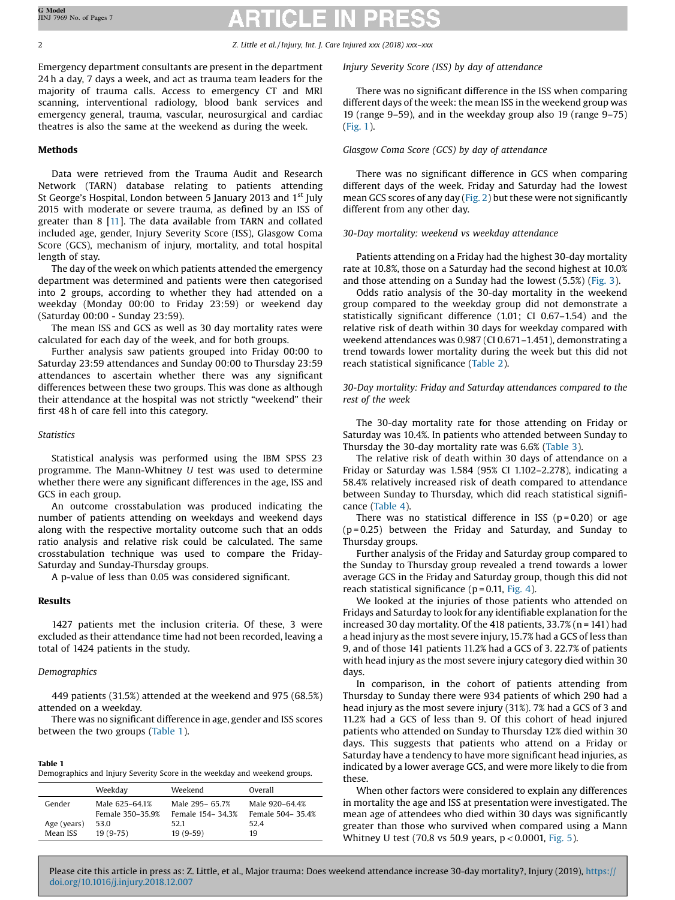Emergency department consultants are present in the department 24 h a day, 7 days a week, and act as trauma team leaders for the majority of trauma calls. Access to emergency CT and MRI scanning, interventional radiology, blood bank services and emergency general, trauma, vascular, neurosurgical and cardiac theatres is also the same at the weekend as during the week.

## Methods

Data were retrieved from the Trauma Audit and Research Network (TARN) database relating to patients attending St George's Hospital, London between 5 January 2013 and 1st July 2015 with moderate or severe trauma, as defined by an ISS of greater than 8 [11]. The data available from TARN and collated included age, gender, Injury Severity Score (ISS), Glasgow Coma Score (GCS), mechanism of injury, mortality, and total hospital length of stay.

The day of the week on which patients attended the emergency department was determined and patients were then categorised into 2 groups, according to whether they had attended on a weekday (Monday 00:00 to Friday 23:59) or weekend day (Saturday 00:00 - Sunday 23:59).

The mean ISS and GCS as well as 30 day mortality rates were calculated for each day of the week, and for both groups.

Further analysis saw patients grouped into Friday 00:00 to Saturday 23:59 attendances and Sunday 00:00 to Thursday 23:59 attendances to ascertain whether there was any significant differences between these two groups. This was done as although their attendance at the hospital was not strictly "weekend" their first 48 h of care fell into this category.

### Statistics

Statistical analysis was performed using the IBM SPSS 23 programme. The Mann-Whitney *U* test was used to determine whether there were any significant differences in the age, ISS and GCS in each group.

An outcome crosstabulation was produced indicating the number of patients attending on weekdays and weekend days along with the respective mortality outcome such that an odds ratio analysis and relative risk could be calculated. The same crosstabulation technique was used to compare the Friday-Saturday and Sunday-Thursday groups.

A p-value of less than 0.05 was considered significant.

## Results

1427 patients met the inclusion criteria. Of these, 3 were excluded as their attendance time had not been recorded, leaving a total of 1424 patients in the study.

### Demographics

449 patients (31.5%) attended at the weekend and 975 (68.5%) attended on a weekday.

There was no significant difference in age, gender and ISS scores between the two groups (Table 1).

**Table 1**
Demographics and Injury Severity Score in the weekday and weekend groups.

| | Weekday | Weekend | Overall |
|---|---|---|---|
| Gender | Male 625–64.1% | Male 295– 65.7% | Male 920–64.4% |
| | Female 350–35.9% | Female 154– 34.3% | Female 504– 35.4% |
| Age (years) | 53.0 | 52.1 | 52.4 |
| Mean ISS | 19 (9-75) | 19 (9-59) | 19 |

### Injury Severity Score (ISS) by day of attendance

There was no significant difference in the ISS when comparing different days of the week: the mean ISS in the weekend group was 19 (range 9–59), and in the weekday group also 19 (range 9–75) (Fig. 1).

### Glasgow Coma Score (GCS) by day of attendance

There was no significant difference in GCS when comparing different days of the week. Friday and Saturday had the lowest mean GCS scores of any day (Fig. 2) but these were not significantly different from any other day.

### 30-Day mortality: weekend vs weekday attendance

Patients attending on a Friday had the highest 30-day mortality rate at 10.8%, those on a Saturday had the second highest at 10.0% and those attending on a Sunday had the lowest (5.5%) (Fig. 3).

Odds ratio analysis of the 30-day mortality in the weekend group compared to the weekday group did not demonstrate a statistically significant difference (1.01; CI 0.67–1.54) and the relative risk of death within 30 days for weekday compared with weekend attendances was 0.987 (CI 0.671–1.451), demonstrating a trend towards lower mortality during the week but this did not reach statistical significance (Table 2).

### 30-Day mortality: Friday and Saturday attendances compared to the rest of the week

The 30-day mortality rate for those attending on Friday or Saturday was 10.4%. In patients who attended between Sunday to Thursday the 30-day mortality rate was 6.6% (Table 3).

The relative risk of death within 30 days of attendance on a Friday or Saturday was 1.584 (95% CI 1.102–2.278), indicating a 58.4% relatively increased risk of death compared to attendance between Sunday to Thursday, which did reach statistical significance (Table 4).

There was no statistical difference in ISS ($p = 0.20$) or age ($p = 0.25$) between the Friday and Saturday, and Sunday to Thursday groups.

Further analysis of the Friday and Saturday group compared to the Sunday to Thursday group revealed a trend towards a lower average GCS in the Friday and Saturday group, though this did not reach statistical significance ($p = 0.11$, Fig. 4).

We looked at the injuries of those patients who attended on Fridays and Saturday to look for any identifiable explanation for the increased 30 day mortality. Of the 418 patients, 33.7% (n = 141) had a head injury as the most severe injury, 15.7% had a GCS of less than 9, and of those 141 patients 11.2% had a GCS of 3. 22.7% of patients with head injury as the most severe injury category died within 30 days.

In comparison, in the cohort of patients attending from Thursday to Sunday there were 934 patients of which 290 had a head injury as the most severe injury (31%). 7% had a GCS of 3 and 11.2% had a GCS of less than 9. Of this cohort of head injured patients who attended on Sunday to Thursday 12% died within 30 days. This suggests that patients who attend on a Friday or Saturday have a tendency to have more significant head injuries, as indicated by a lower average GCS, and were more likely to die from these.

When other factors were considered to explain any differences in mortality the age and ISS at presentation were investigated. The mean age of attendees who died within 30 days was significantly greater than those who survived when compared using a Mann Whitney U test (70.8 vs 50.9 years, $p < 0.0001$, Fig. 5).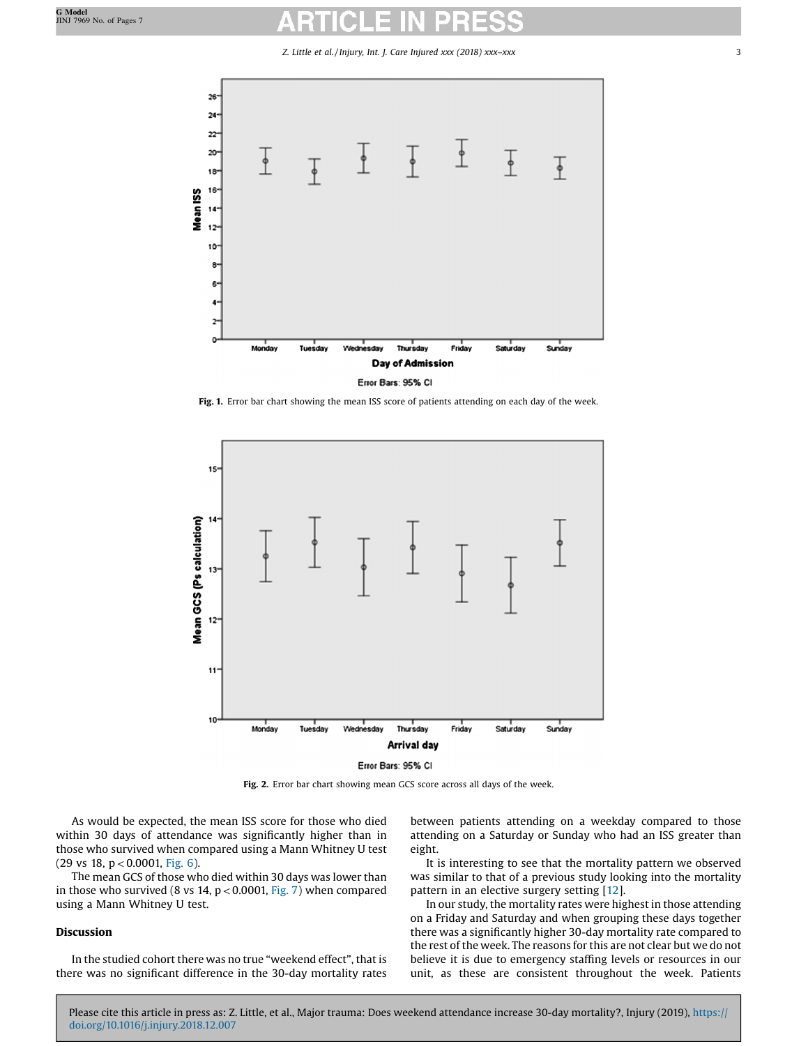Fig. 1. Error bar chart showing the mean ISS score of patients attending on each day of the week.

Fig. 2. Error bar chart showing mean GCS score across all days of the week.

As would be expected, the mean ISS score for those who died within 30 days of attendance was significantly higher than in those who survived when compared using a Mann Whitney U test (29 vs 18, $p < 0.0001$, Fig. 6).

The mean GCS of those who died within 30 days was lower than in those who survived (8 vs 14, $p < 0.0001$, Fig. 7) when compared using a Mann Whitney U test.

## Discussion

In the studied cohort there was no true "weekend effect", that is there was no significant difference in the 30-day mortality rates between patients attending on a weekday compared to those attending on a Saturday or Sunday who had an ISS greater than eight.

It is interesting to see that the mortality pattern we observed was similar to that of a previous study looking into the mortality pattern in an elective surgery setting [12].

In our study, the mortality rates were highest in those attending on a Friday and Saturday and when grouping these days together there was a significantly higher 30-day mortality rate compared to the rest of the week. The reasons for this are not clear but we do not believe it is due to emergency staffing levels or resources in our unit, as these are consistent throughout the week. Patients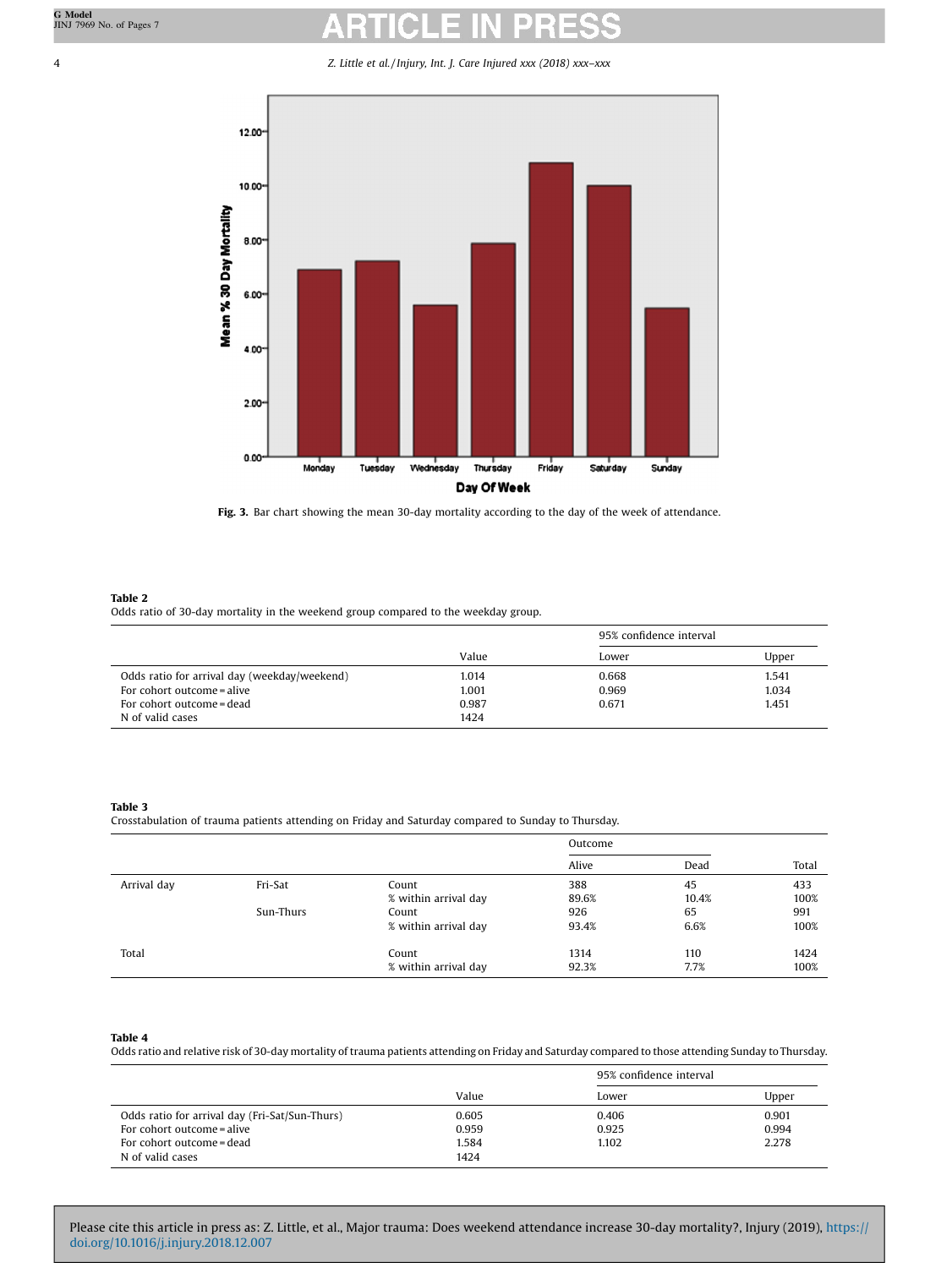Fig. 3. Bar chart showing the mean 30-day mortality according to the day of the week of attendance.

**Table 2**
Odds ratio of 30-day mortality in the weekend group compared to the weekday group.

| | Value | 95% confidence interval | |
|---|---|---|---|
| | | Lower | Upper |
| Odds ratio for arrival day (weekday/weekend) | 1.014 | 0.668 | 1.541 |
| For cohort outcome = alive | 1.001 | 0.969 | 1.034 |
| For cohort outcome = dead | 0.987 | 0.671 | 1.451 |
| N of valid cases | 1424 | | |

**Table 3**
Crosstabulation of trauma patients attending on Friday and Saturday compared to Sunday to Thursday.

| | | | Outcome | | Total |
|---|---|---|---|---|---|
| | | | Alive | Dead | |
| Arrival day | Fri-Sat | Count | 388 | 45 | 433 |
| | | % within arrival day | 89.6% | 10.4% | 100% |
| | Sun-Thurs | Count | 926 | 65 | 991 |
| | | % within arrival day | 93.4% | 6.6% | 100% |
| Total | | Count | 1314 | 110 | 1424 |
| | | % within arrival day | 92.3% | 7.7% | 100% |

**Table 4**
Odds ratio and relative risk of 30-day mortality of trauma patients attending on Friday and Saturday compared to those attending Sunday to Thursday.

| | Value | 95% confidence interval | |
|---|---|---|---|
| | | Lower | Upper |
| Odds ratio for arrival day (Fri-Sat/Sun-Thurs) | 0.605 | 0.406 | 0.901 |
| For cohort outcome = alive | 0.959 | 0.925 | 0.994 |
| For cohort outcome = dead | 1.584 | 1.102 | 2.278 |
| N of valid cases | 1424 | | |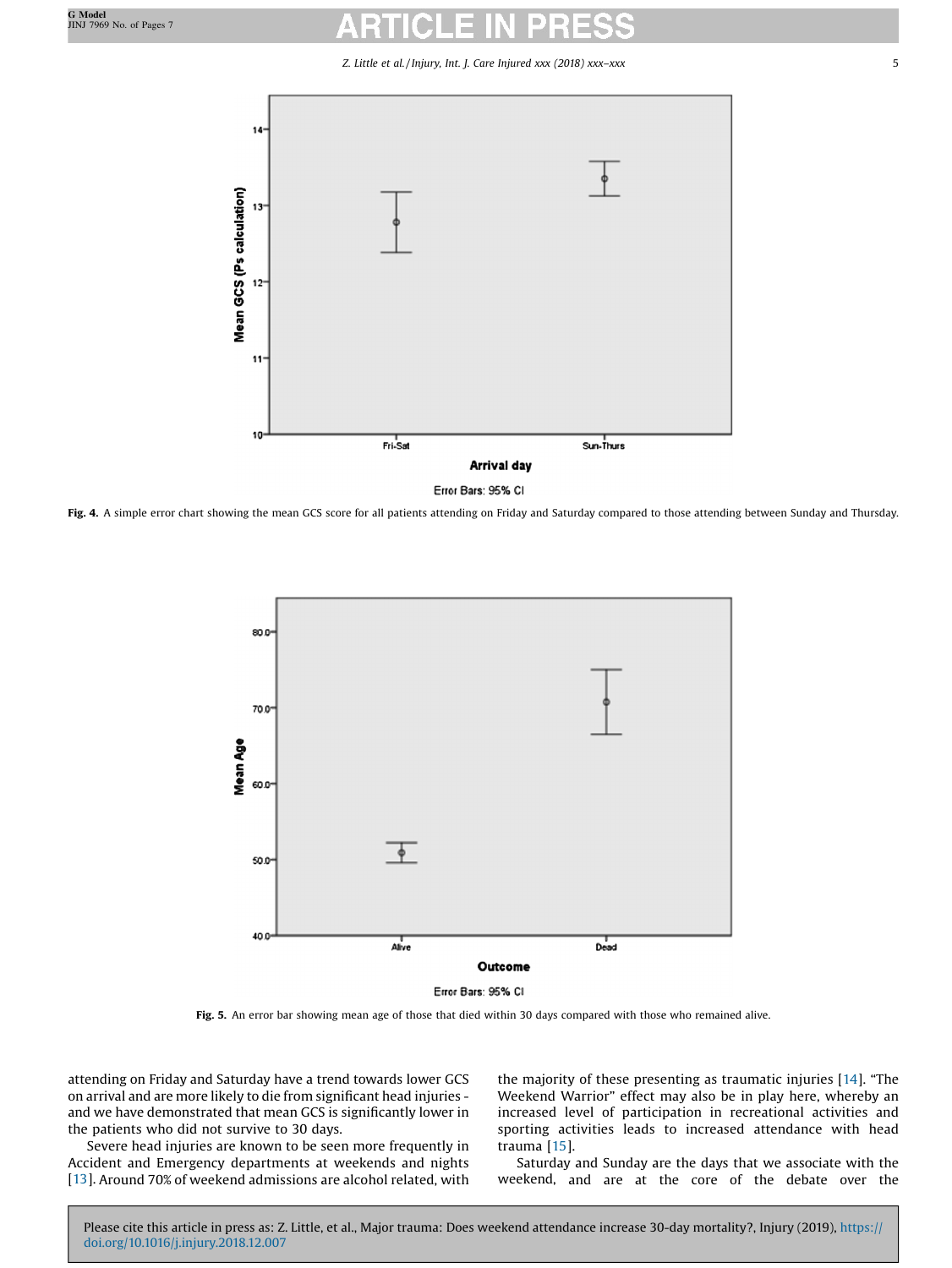Fig. 4. A simple error chart showing the mean GCS score for all patients attending on Friday and Saturday compared to those attending between Sunday and Thursday.

Fig. 5. An error bar showing mean age of those that died within 30 days compared with those who remained alive.

attending on Friday and Saturday have a trend towards lower GCS on arrival and are more likely to die from significant head injuries - and we have demonstrated that mean GCS is significantly lower in the patients who did not survive to 30 days.

Severe head injuries are known to be seen more frequently in Accident and Emergency departments at weekends and nights [13]. Around 70% of weekend admissions are alcohol related, with the majority of these presenting as traumatic injuries [14]. "The Weekend Warrior" effect may also be in play here, whereby an increased level of participation in recreational activities and sporting activities leads to increased attendance with head trauma [15].

Saturday and Sunday are the days that we associate with the weekend, and are at the core of the debate over the

Please cite this article in press as: Z. Little, et al., Major trauma: Does weekend attendance increase 30-day mortality?, Injury (2019), https://doi.org/10.1016/j.injury.2018.12.007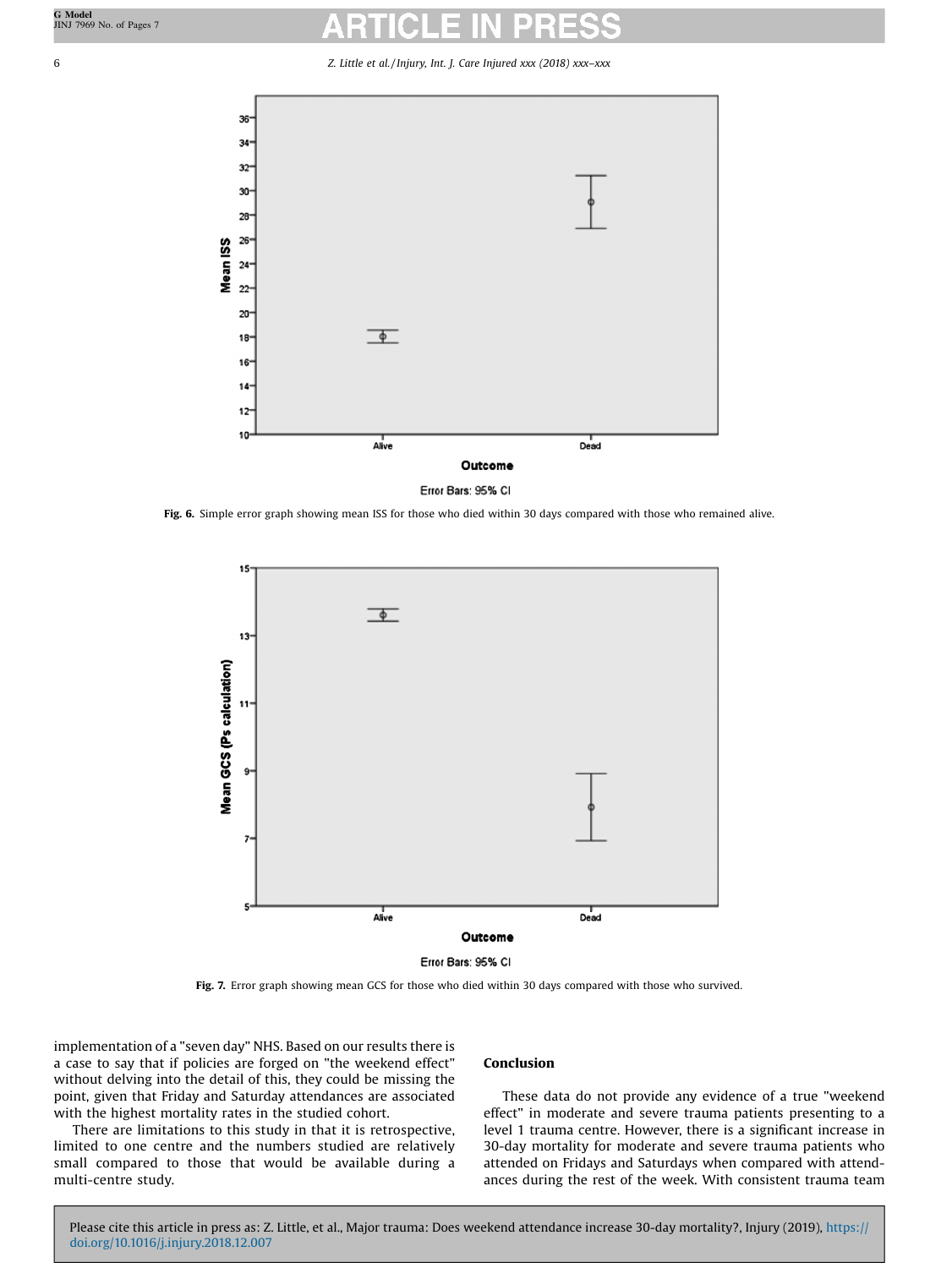Fig. 6. Simple error graph showing mean ISS for those who died within 30 days compared with those who remained alive.

Fig. 7. Error graph showing mean GCS for those who died within 30 days compared with those who survived.

implementation of a "seven day" NHS. Based on our results there is a case to say that if policies are forged on "the weekend effect" without delving into the detail of this, they could be missing the point, given that Friday and Saturday attendances are associated with the highest mortality rates in the studied cohort.

There are limitations to this study in that it is retrospective, limited to one centre and the numbers studied are relatively small compared to those that would be available during a multi-centre study.

## Conclusion

These data do not provide any evidence of a true "weekend effect" in moderate and severe trauma patients presenting to a level 1 trauma centre. However, there is a significant increase in 30-day mortality for moderate and severe trauma patients who attended on Fridays and Saturdays when compared with attendances during the rest of the week. With consistent trauma team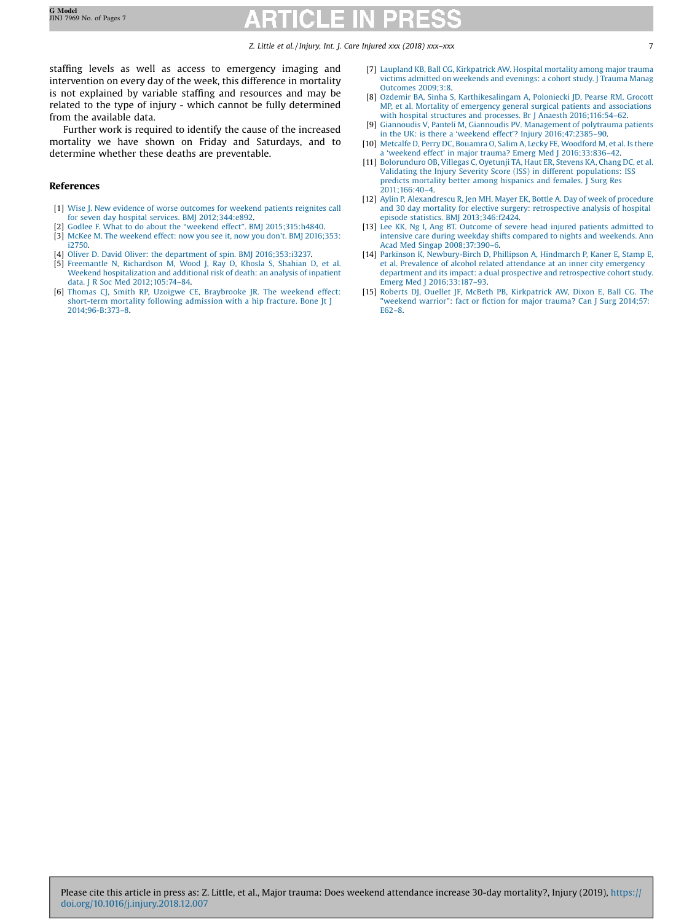staffing levels as well as access to emergency imaging and intervention on every day of the week, this difference in mortality is not explained by variable staffing and resources and may be related to the type of injury - which cannot be fully determined from the available data.

Further work is required to identify the cause of the increased mortality we have shown on Friday and Saturdays, and to determine whether these deaths are preventable.

## References

[1] Wise J. New evidence of worse outcomes for weekend patients reignites call for seven day hospital services. BMJ 2012;344:e892.

[2] Godlee F. What to do about the "weekend effect". BMJ 2015;315:h4840.

[3] McKee M. The weekend effect: now you see it, now you don't. BMJ 2016;353:i2750.

[4] Oliver D. David Oliver: the department of spin. BMJ 2016;353:i3237.

[5] Freemantle N, Richardson M, Wood J, Ray D, Khosla S, Shahian D, et al. Weekend hospitalization and additional risk of death: an analysis of inpatient data. J R Soc Med 2012;105:74–84.

[6] Thomas CJ, Smith RP, Uzoigwe CE, Braybrooke JR. The weekend effect: short-term mortality following admission with a hip fracture. Bone Jt J 2014;96-B:373–8.

[7] Laupland KB, Ball CG, Kirkpatrick AW. Hospital mortality among major trauma victims admitted on weekends and evenings: a cohort study. J Trauma Manag Outcomes 2009;3:8.

[8] Ozdemir BA, Sinha S, Karthikesalingam A, Poloniecki JD, Pearse RM, Grocott MP, et al. Mortality of emergency general surgical patients and associations with hospital structures and processes. Br J Anaesth 2016;116:54–62.

[9] Giannoudis V, Panteli M, Giannoudis PV. Management of polytrauma patients in the UK: is there a 'weekend effect'? Injury 2016;47:2385–90.

[10] Metcalfe D, Perry DC, Bouamra O, Salim A, Lecky FE, Woodford M, et al. Is there a 'weekend effect' in major trauma? Emerg Med J 2016;33:836–42.

[11] Bolorunduro OB, Villegas C, Oyetunji TA, Haut ER, Stevens KA, Chang DC, et al. Validating the Injury Severity Score (ISS) in different populations: ISS predicts mortality better among hispanics and females. J Surg Res 2011;166:40–4.

[12] Aylin P, Alexandrescu R, Jen MH, Mayer EK, Bottle A. Day of week of procedure and 30 day mortality for elective surgery: retrospective analysis of hospital episode statistics. BMJ 2013;346:f2424.

[13] Lee KK, Ng I, Ang BT. Outcome of severe head injured patients admitted to intensive care during weekday shifts compared to nights and weekends. Ann Acad Med Singap 2008;37:390–6.

[14] Parkinson K, Newbury-Birch D, Phillipson A, Hindmarch P, Kaner E, Stamp E, et al. Prevalence of alcohol related attendance at an inner city emergency department and its impact: a dual prospective and retrospective cohort study. Emerg Med J 2016;33:187–93.

[15] Roberts DJ, Ouellet JF, McBeth PB, Kirkpatrick AW, Dixon E, Ball CG. The "weekend warrior": fact or fiction for major trauma? Can J Surg 2014;57:E62–8.